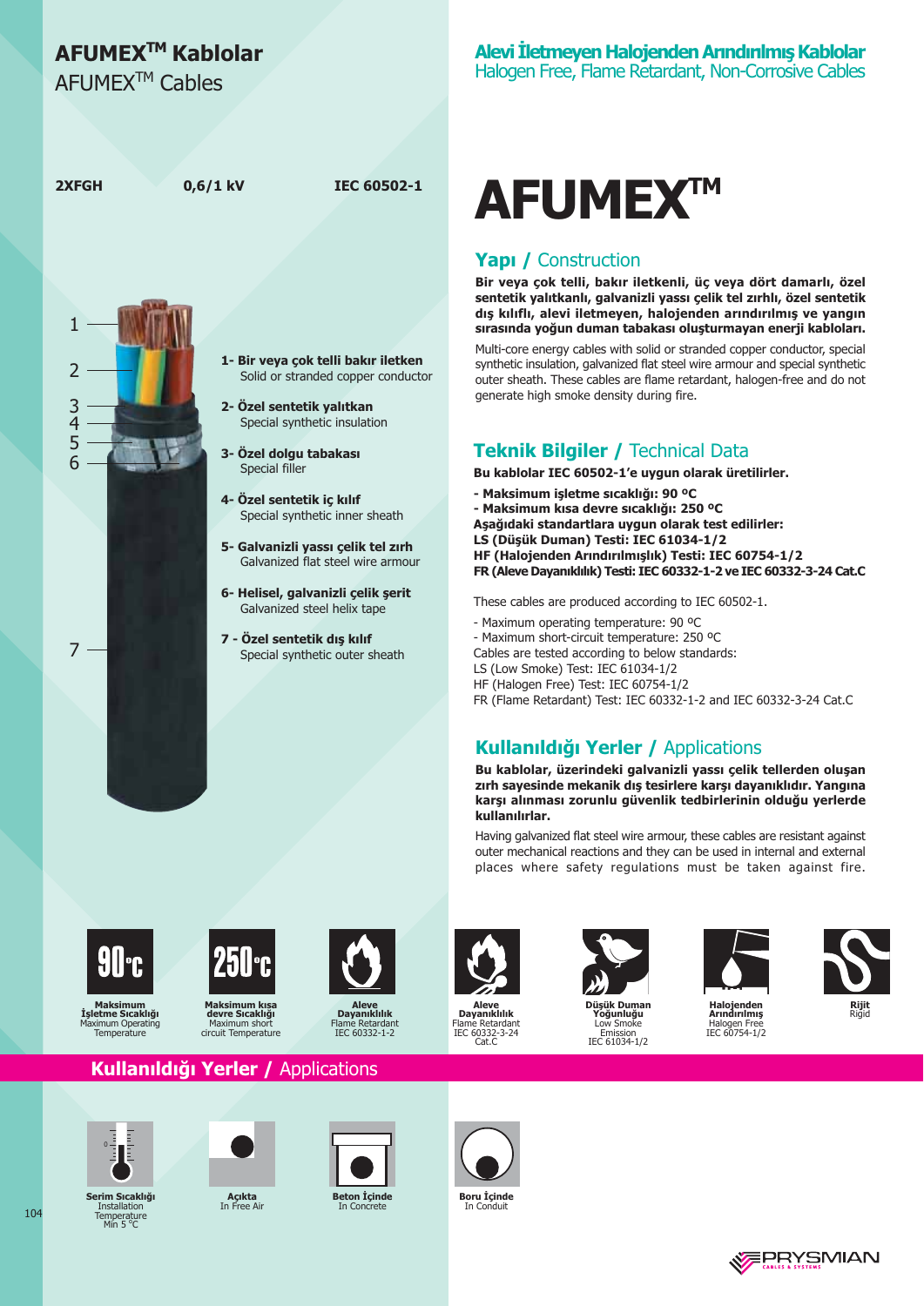# AFUMEX™ Kablolar
AFUMEX™ Cables

**Alevi İletmeyen Halojenden Arındırılmış Kablolar**
Halogen Free, Flame Retardant, Non-Corrosive Cables

**2XFGH** **0,6/1 kV** **IEC 60502-1**

# AFUMEX™

1. **Bir veya çok telli bakır iletken**
   Solid or stranded copper conductor
2. **Özel sentetik yalıtkan**
   Special synthetic insulation
3. **Özel dolgu tabakası**
   Special filler
4. **Özel sentetik iç kılıf**
   Special synthetic inner sheath
5. **Galvanizli yassı çelik tel zırh**
   Galvanized flat steel wire armour
6. **Helisel, galvanizli çelik şerit**
   Galvanized steel helix tape
7. **Özel sentetik dış kılıf**
   Special synthetic outer sheath

## Yapı / Construction

**Bir veya çok telli, bakır iletkenli, üç veya dört damarlı, özel sentetik yalıtkanlı, galvanizli yassı çelik tel zırhlı, özel sentetik dış kılıflı, alevi iletmeyen, halojenden arındırılmış ve yangın sırasında yoğun duman tabakası oluşturmayan enerji kabloları.**

Multi-core energy cables with solid or stranded copper conductor, special synthetic insulation, galvanized flat steel wire armour and special synthetic outer sheath. These cables are flame retardant, halogen-free and do not generate high smoke density during fire.

## Teknik Bilgiler / Technical Data

**Bu kablolar IEC 60502-1'e uygun olarak üretilirler.**

**- Maksimum işletme sıcaklığı: 90 ºC**
**- Maksimum kısa devre sıcaklığı: 250 ºC**
**Aşağıdaki standartlara uygun olarak test edilirler:**
**LS (Düşük Duman) Testi: IEC 61034-1/2**
**HF (Halojenden Arındırılmışlık) Testi: IEC 60754-1/2**
**FR (Aleve Dayanıklılık) Testi: IEC 60332-1-2 ve IEC 60332-3-24 Cat.C**

These cables are produced according to IEC 60502-1.

- Maximum operating temperature: 90 ºC
- Maximum short-circuit temperature: 250 ºC

Cables are tested according to below standards:
LS (Low Smoke) Test: IEC 61034-1/2
HF (Halogen Free) Test: IEC 60754-1/2
FR (Flame Retardant) Test: IEC 60332-1-2 and IEC 60332-3-24 Cat.C

## Kullanıldığı Yerler / Applications

**Bu kablolar, üzerindeki galvanizli yassı çelik tellerden oluşan zırh sayesinde mekanik dış tesirlere karşı dayanıklıdır. Yangına karşı alınması zorunlu güvenlik tedbirlerinin olduğu yerlerde kullanılırlar.**

Having galvanized flat steel wire armour, these cables are resistant against outer mechanical reactions and they can be used in internal and external places where safety regulations must be taken against fire.

- **90 ºC** – **Maksimum İşletme Sıcaklığı** / Maximum Operating Temperature
- **250 ºC** – **Maksimum kısa devre Sıcaklığı** / Maximum short circuit Temperature
- **Aleve Dayanıklılık** / Flame Retardant IEC 60332-1-2
- **Aleve Dayanıklılık** / Flame Retardant IEC 60332-3-24 Cat.C
- **Düşük Duman Yoğunluğu** / Low Smoke Emission IEC 61034-1/2
- **Halojenden Arındırılmış** / Halogen Free IEC 60754-1/2
- **Rijit** / Rigid

## Kullanıldığı Yerler / Applications

- **Serim Sıcaklığı** / Installation Temperature Min 5 ºC
- **Açıkta** / In Free Air
- **Beton İçinde** / In Concrete
- **Boru İçinde** / In Conduit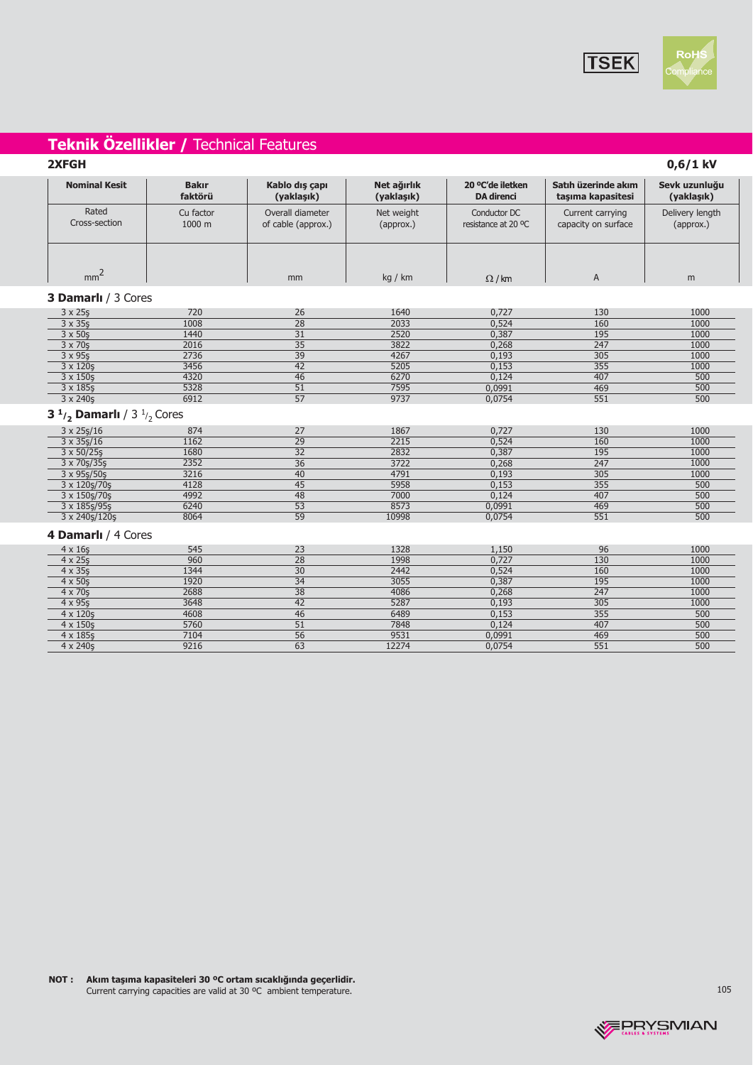## **Teknik Özellikler /** Technical Features

**2XFGH** **0,6/1 kV**

| Nominal Kesit<br>Rated Cross-section<br>$mm^2$ | Bakır faktörü<br>Cu factor 1000 m | Kablo dış çapı (yaklaşık)<br>Overall diameter of cable (approx.)<br>mm | Net ağırlık (yaklaşık)<br>Net weight (approx.)<br>kg / km | 20 ºC'de iletken DA direnci<br>Conductor DC resistance at 20 ºC<br>Ω / km | Satıh üzerinde akım taşıma kapasitesi<br>Current carrying capacity on surface<br>A | Sevk uzunluğu (yaklaşık)<br>Delivery length (approx.)<br>m |
|---|---|---|---|---|---|---|
| **3 Damarlı** / 3 Cores | | | | | | |
| 3 x 25ş | 720 | 26 | 1640 | 0,727 | 130 | 1000 |
| 3 x 35ş | 1008 | 28 | 2033 | 0,524 | 160 | 1000 |
| 3 x 50ş | 1440 | 31 | 2520 | 0,387 | 195 | 1000 |
| 3 x 70ş | 2016 | 35 | 3822 | 0,268 | 247 | 1000 |
| 3 x 95ş | 2736 | 39 | 4267 | 0,193 | 305 | 1000 |
| 3 x 120ş | 3456 | 42 | 5205 | 0,153 | 355 | 1000 |
| 3 x 150ş | 4320 | 46 | 6270 | 0,124 | 407 | 500 |
| 3 x 185ş | 5328 | 51 | 7595 | 0,0991 | 469 | 500 |
| 3 x 240ş | 6912 | 57 | 9737 | 0,0754 | 551 | 500 |
| **3 ½ Damarlı** / 3 ½ Cores | | | | | | |
| 3 x 25ş/16 | 874 | 27 | 1867 | 0,727 | 130 | 1000 |
| 3 x 35ş/16 | 1162 | 29 | 2215 | 0,524 | 160 | 1000 |
| 3 x 50/25ş | 1680 | 32 | 2832 | 0,387 | 195 | 1000 |
| 3 x 70ş/35ş | 2352 | 36 | 3722 | 0,268 | 247 | 1000 |
| 3 x 95ş/50ş | 3216 | 40 | 4791 | 0,193 | 305 | 1000 |
| 3 x 120ş/70ş | 4128 | 45 | 5958 | 0,153 | 355 | 500 |
| 3 x 150ş/70ş | 4992 | 48 | 7000 | 0,124 | 407 | 500 |
| 3 x 185ş/95ş | 6240 | 53 | 8573 | 0,0991 | 469 | 500 |
| 3 x 240ş/120ş | 8064 | 59 | 10998 | 0,0754 | 551 | 500 |
| **4 Damarlı** / 4 Cores | | | | | | |
| 4 x 16ş | 545 | 23 | 1328 | 1,150 | 96 | 1000 |
| 4 x 25ş | 960 | 28 | 1998 | 0,727 | 130 | 1000 |
| 4 x 35ş | 1344 | 30 | 2442 | 0,524 | 160 | 1000 |
| 4 x 50ş | 1920 | 34 | 3055 | 0,387 | 195 | 1000 |
| 4 x 70ş | 2688 | 38 | 4086 | 0,268 | 247 | 1000 |
| 4 x 95ş | 3648 | 42 | 5287 | 0,193 | 305 | 1000 |
| 4 x 120ş | 4608 | 46 | 6489 | 0,153 | 355 | 500 |
| 4 x 150ş | 5760 | 51 | 7848 | 0,124 | 407 | 500 |
| 4 x 185ş | 7104 | 56 | 9531 | 0,0991 | 469 | 500 |
| 4 x 240ş | 9216 | 63 | 12274 | 0,0754 | 551 | 500 |

**NOT : Akım taşıma kapasiteleri 30 ºC ortam sıcaklığında geçerlidir.**
Current carrying capacities are valid at 30 ºC ambient temperature.